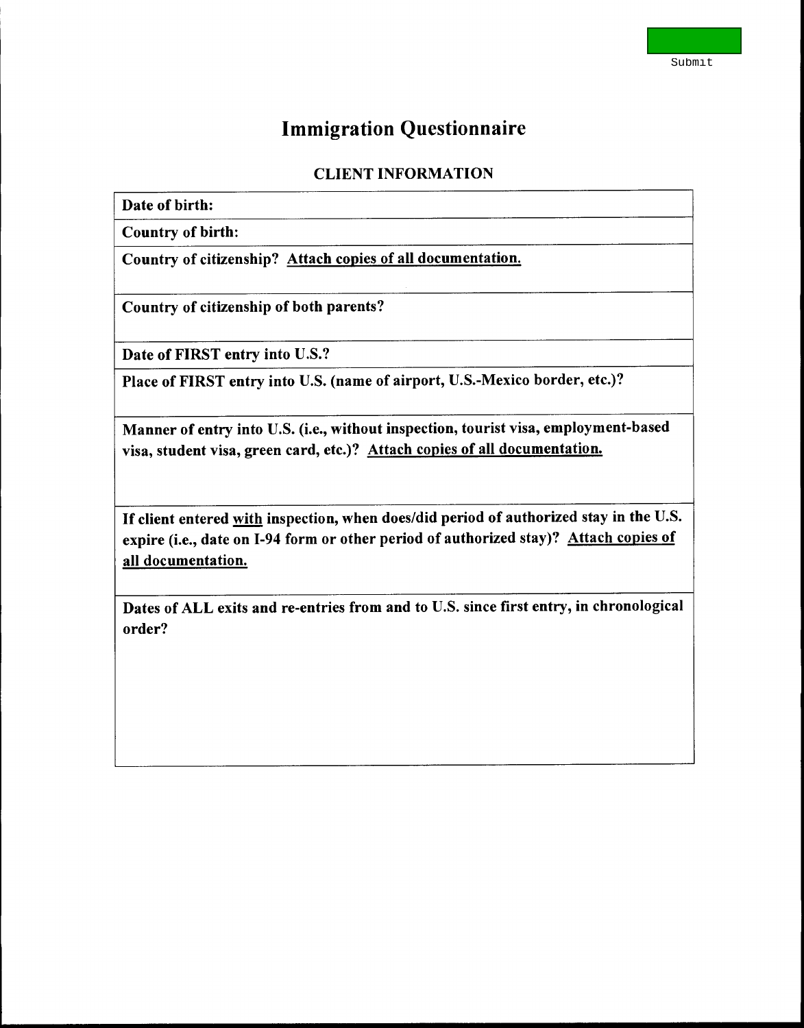Submit

# Immigration Questionnaire

## CLIENT INFORMATION

| **Date of birth:** |
|---|
| **Country of birth:** |
| **Country of citizenship? <u>Attach copies of all documentation.</u>** |
| **Country of citizenship of both parents?** |
| **Date of FIRST entry into U.S.?** |
| **Place of FIRST entry into U.S. (name of airport, U.S.-Mexico border, etc.)?** |
| **Manner of entry into U.S. (i.e., without inspection, tourist visa, employment-based visa, student visa, green card, etc.)? <u>Attach copies of all documentation.</u>** |
| **If client entered <u>with</u> inspection, when does/did period of authorized stay in the U.S. expire (i.e., date on I-94 form or other period of authorized stay)? <u>Attach copies of all documentation.</u>** |
| **Dates of ALL exits and re-entries from and to U.S. since first entry, in chronological order?** |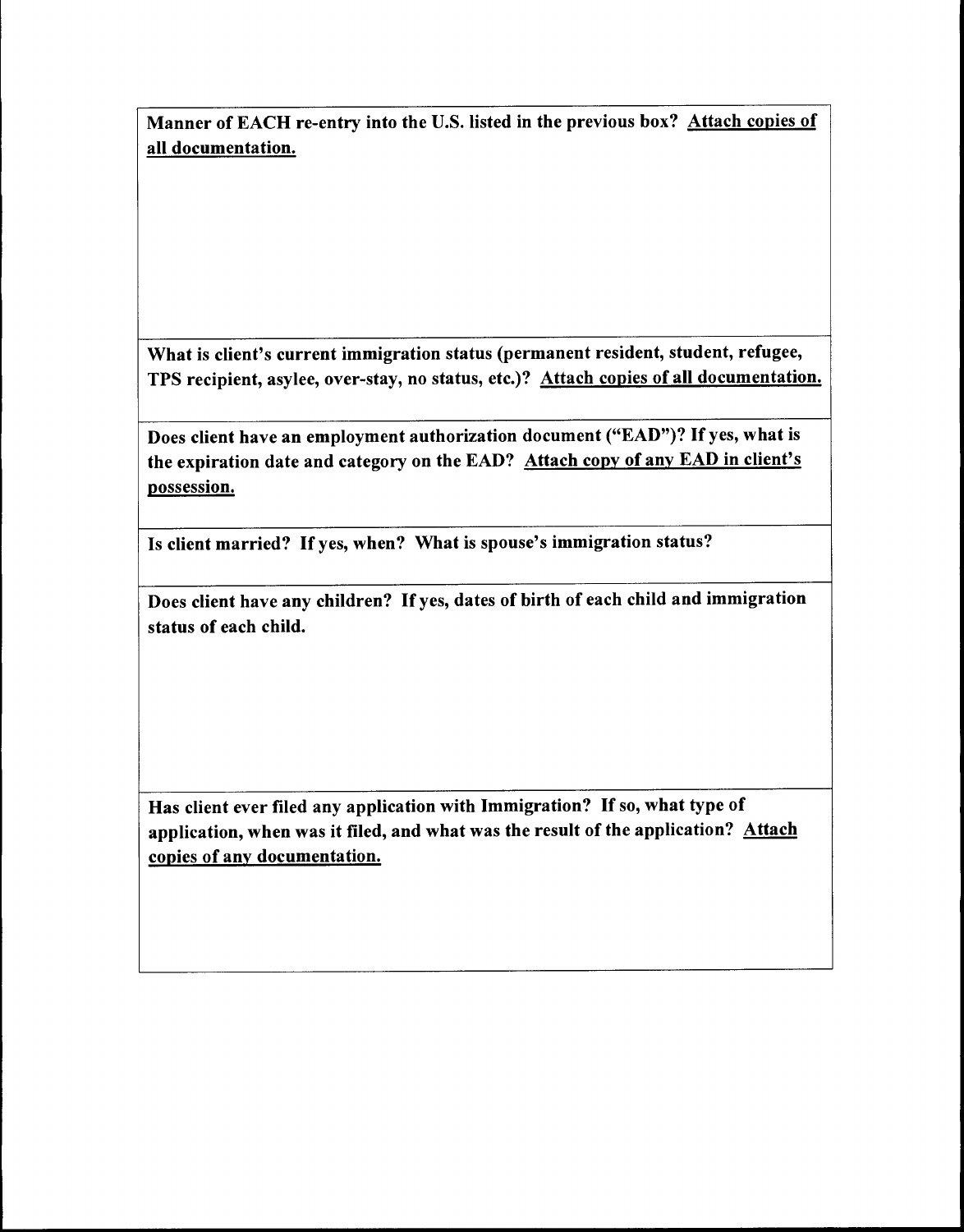**Manner of EACH re-entry into the U.S. listed in the previous box? <u>Attach copies of all documentation.</u>**

**What is client's current immigration status (permanent resident, student, refugee, TPS recipient, asylee, over-stay, no status, etc.)? <u>Attach copies of all documentation.</u>**

**Does client have an employment authorization document ("EAD")? If yes, what is the expiration date and category on the EAD? <u>Attach copy of any EAD in client's possession.</u>**

**Is client married? If yes, when? What is spouse's immigration status?**

**Does client have any children? If yes, dates of birth of each child and immigration status of each child.**

**Has client ever filed any application with Immigration? If so, what type of application, when was it filed, and what was the result of the application? <u>Attach copies of any documentation.</u>**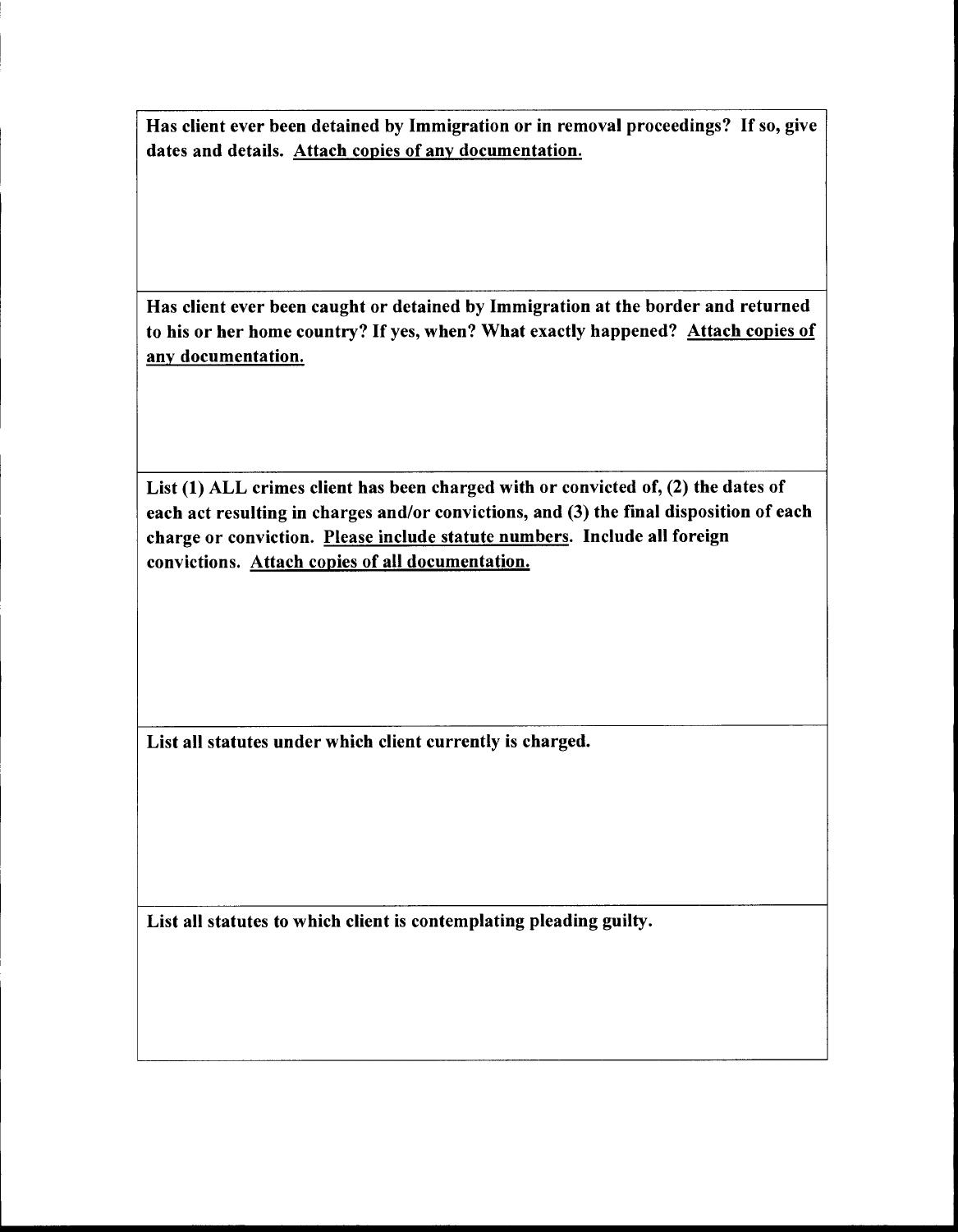**Has client ever been detained by Immigration or in removal proceedings? If so, give dates and details. Attach copies of any documentation.**

**Has client ever been caught or detained by Immigration at the border and returned to his or her home country? If yes, when? What exactly happened? Attach copies of any documentation.**

**List (1) ALL crimes client has been charged with or convicted of, (2) the dates of each act resulting in charges and/or convictions, and (3) the final disposition of each charge or conviction. Please include statute numbers. Include all foreign convictions. Attach copies of all documentation.**

**List all statutes under which client currently is charged.**

**List all statutes to which client is contemplating pleading guilty.**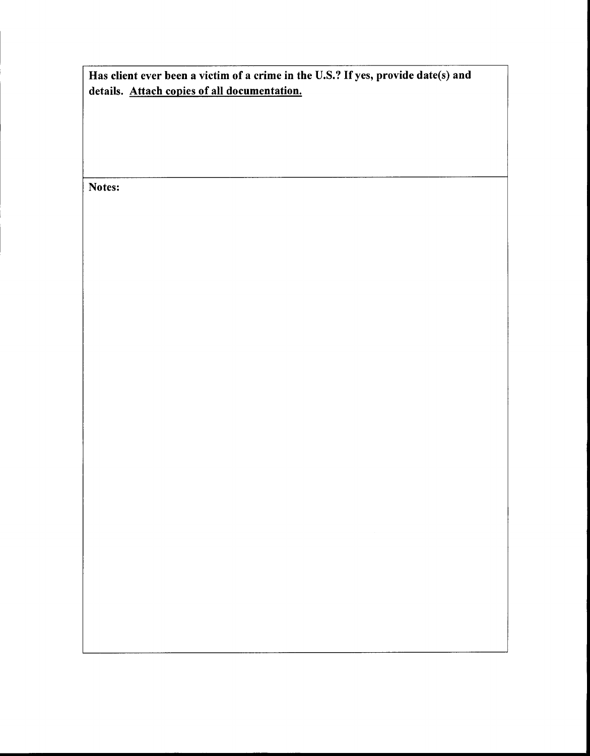| |
| --- |
| **Has client ever been a victim of a crime in the U.S.? If yes, provide date(s) and details. <u>Attach copies of all documentation.</u>** |
| **Notes:** |